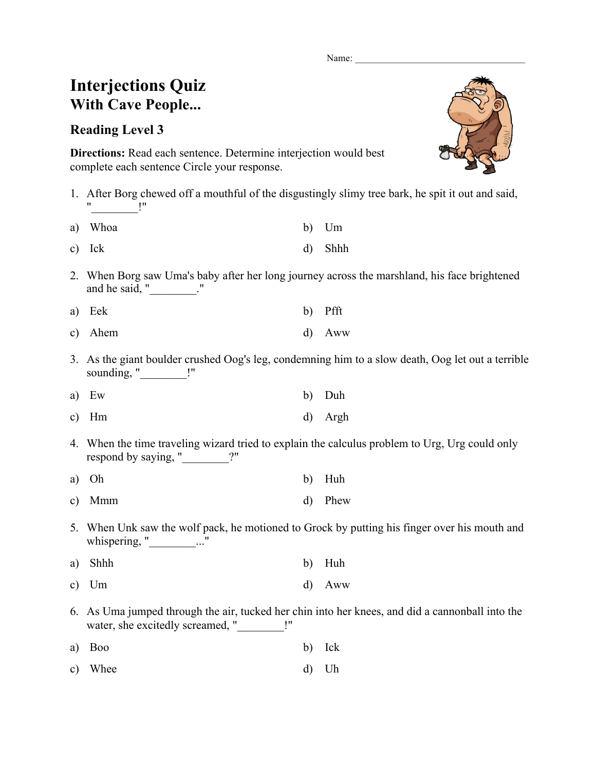Name: ___________________________________

# Interjections Quiz
## With Cave People...

### Reading Level 3

**Directions:** Read each sentence. Determine interjection would best complete each sentence Circle your response.

1. After Borg chewed off a mouthful of the disgustingly slimy tree bark, he spit it out and said, "________!"

a) Whoa
b) Um
c) Ick
d) Shhh

2. When Borg saw Uma's baby after her long journey across the marshland, his face brightened and he said, "________."

a) Eek
b) Pfft
c) Ahem
d) Aww

3. As the giant boulder crushed Oog's leg, condemning him to a slow death, Oog let out a terrible sounding, "________!"

a) Ew
b) Duh
c) Hm
d) Argh

4. When the time traveling wizard tried to explain the calculus problem to Urg, Urg could only respond by saying, "________?"

a) Oh
b) Huh
c) Mmm
d) Phew

5. When Unk saw the wolf pack, he motioned to Grock by putting his finger over his mouth and whispering, "________..."

a) Shhh
b) Huh
c) Um
d) Aww

6. As Uma jumped through the air, tucked her chin into her knees, and did a cannonball into the water, she excitedly screamed, "________!"

a) Boo
b) Ick
c) Whee
d) Uh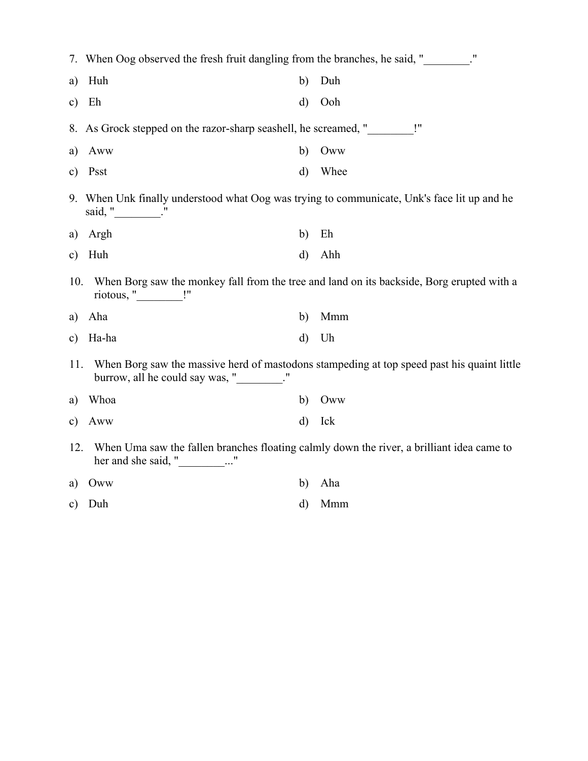7. When Oog observed the fresh fruit dangling from the branches, he said, "________."

a) Huh
b) Duh
c) Eh
d) Ooh

8. As Grock stepped on the razor-sharp seashell, he screamed, "________!"

a) Aww
b) Oww
c) Psst
d) Whee

9. When Unk finally understood what Oog was trying to communicate, Unk's face lit up and he said, "________."

a) Argh
b) Eh
c) Huh
d) Ahh

10. When Borg saw the monkey fall from the tree and land on its backside, Borg erupted with a riotous, "________!"

a) Aha
b) Mmm
c) Ha-ha
d) Uh

11. When Borg saw the massive herd of mastodons stampeding at top speed past his quaint little burrow, all he could say was, "________."

a) Whoa
b) Oww
c) Aww
d) Ick

12. When Uma saw the fallen branches floating calmly down the river, a brilliant idea came to her and she said, "________..."

a) Oww
b) Aha
c) Duh
d) Mmm